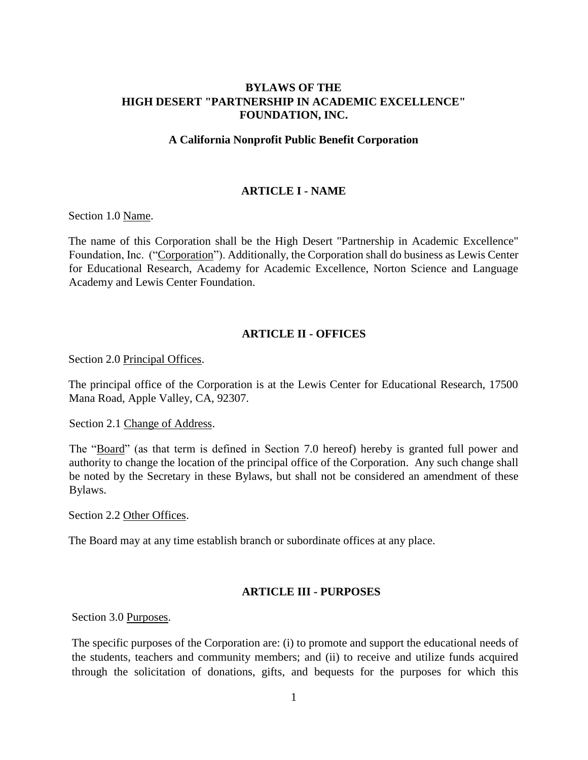# BYLAWS OF THE HIGH DESERT "PARTNERSHIP IN ACADEMIC EXCELLENCE" FOUNDATION, INC.

**A California Nonprofit Public Benefit Corporation**

## ARTICLE I - NAME

Section 1.0 Name.

The name of this Corporation shall be the High Desert "Partnership in Academic Excellence" Foundation, Inc. ("Corporation"). Additionally, the Corporation shall do business as Lewis Center for Educational Research, Academy for Academic Excellence, Norton Science and Language Academy and Lewis Center Foundation.

## ARTICLE II - OFFICES

Section 2.0 Principal Offices.

The principal office of the Corporation is at the Lewis Center for Educational Research, 17500 Mana Road, Apple Valley, CA, 92307.

Section 2.1 Change of Address.

The "Board" (as that term is defined in Section 7.0 hereof) hereby is granted full power and authority to change the location of the principal office of the Corporation. Any such change shall be noted by the Secretary in these Bylaws, but shall not be considered an amendment of these Bylaws.

Section 2.2 Other Offices.

The Board may at any time establish branch or subordinate offices at any place.

## ARTICLE III - PURPOSES

Section 3.0 Purposes.

The specific purposes of the Corporation are: (i) to promote and support the educational needs of the students, teachers and community members; and (ii) to receive and utilize funds acquired through the solicitation of donations, gifts, and bequests for the purposes for which this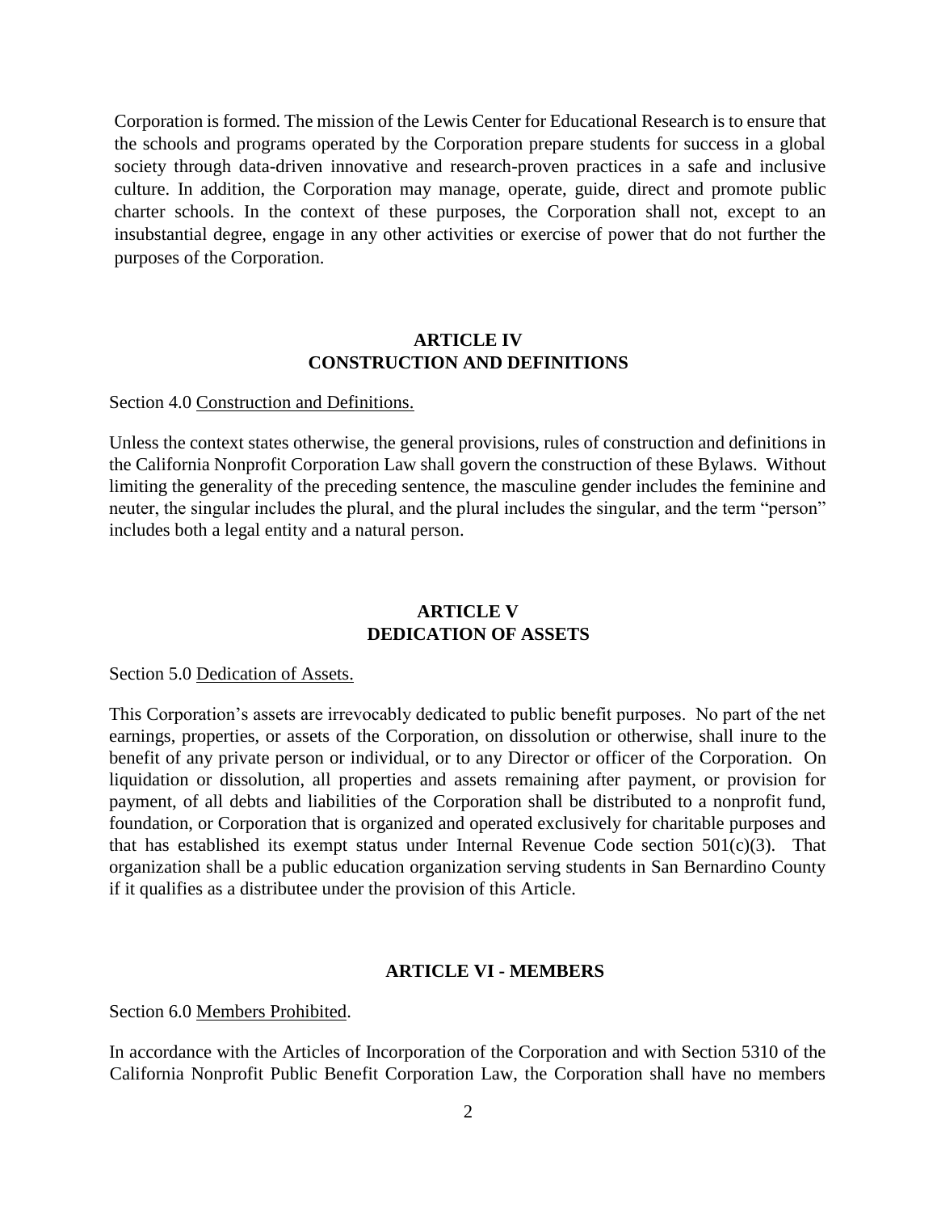Corporation is formed. The mission of the Lewis Center for Educational Research is to ensure that the schools and programs operated by the Corporation prepare students for success in a global society through data-driven innovative and research-proven practices in a safe and inclusive culture. In addition, the Corporation may manage, operate, guide, direct and promote public charter schools. In the context of these purposes, the Corporation shall not, except to an insubstantial degree, engage in any other activities or exercise of power that do not further the purposes of the Corporation.

## ARTICLE IV
## CONSTRUCTION AND DEFINITIONS

Section 4.0 Construction and Definitions.

Unless the context states otherwise, the general provisions, rules of construction and definitions in the California Nonprofit Corporation Law shall govern the construction of these Bylaws. Without limiting the generality of the preceding sentence, the masculine gender includes the feminine and neuter, the singular includes the plural, and the plural includes the singular, and the term "person" includes both a legal entity and a natural person.

## ARTICLE V
## DEDICATION OF ASSETS

Section 5.0 Dedication of Assets.

This Corporation's assets are irrevocably dedicated to public benefit purposes. No part of the net earnings, properties, or assets of the Corporation, on dissolution or otherwise, shall inure to the benefit of any private person or individual, or to any Director or officer of the Corporation. On liquidation or dissolution, all properties and assets remaining after payment, or provision for payment, of all debts and liabilities of the Corporation shall be distributed to a nonprofit fund, foundation, or Corporation that is organized and operated exclusively for charitable purposes and that has established its exempt status under Internal Revenue Code section 501(c)(3). That organization shall be a public education organization serving students in San Bernardino County if it qualifies as a distributee under the provision of this Article.

## ARTICLE VI - MEMBERS

Section 6.0 Members Prohibited.

In accordance with the Articles of Incorporation of the Corporation and with Section 5310 of the California Nonprofit Public Benefit Corporation Law, the Corporation shall have no members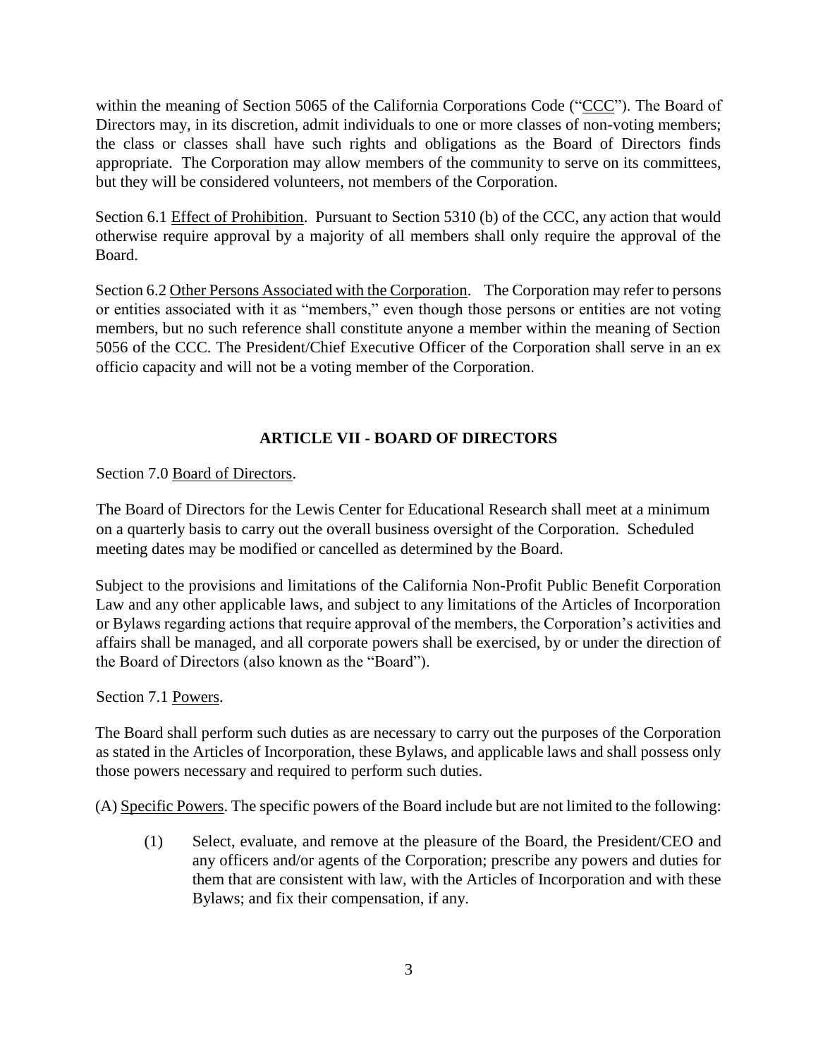within the meaning of Section 5065 of the California Corporations Code ("CCC"). The Board of Directors may, in its discretion, admit individuals to one or more classes of non-voting members; the class or classes shall have such rights and obligations as the Board of Directors finds appropriate. The Corporation may allow members of the community to serve on its committees, but they will be considered volunteers, not members of the Corporation.

Section 6.1 Effect of Prohibition. Pursuant to Section 5310 (b) of the CCC, any action that would otherwise require approval by a majority of all members shall only require the approval of the Board.

Section 6.2 Other Persons Associated with the Corporation. The Corporation may refer to persons or entities associated with it as "members," even though those persons or entities are not voting members, but no such reference shall constitute anyone a member within the meaning of Section 5056 of the CCC. The President/Chief Executive Officer of the Corporation shall serve in an ex officio capacity and will not be a voting member of the Corporation.

## ARTICLE VII - BOARD OF DIRECTORS

Section 7.0 Board of Directors.

The Board of Directors for the Lewis Center for Educational Research shall meet at a minimum on a quarterly basis to carry out the overall business oversight of the Corporation. Scheduled meeting dates may be modified or cancelled as determined by the Board.

Subject to the provisions and limitations of the California Non-Profit Public Benefit Corporation Law and any other applicable laws, and subject to any limitations of the Articles of Incorporation or Bylaws regarding actions that require approval of the members, the Corporation's activities and affairs shall be managed, and all corporate powers shall be exercised, by or under the direction of the Board of Directors (also known as the "Board").

Section 7.1 Powers.

The Board shall perform such duties as are necessary to carry out the purposes of the Corporation as stated in the Articles of Incorporation, these Bylaws, and applicable laws and shall possess only those powers necessary and required to perform such duties.

(A) Specific Powers. The specific powers of the Board include but are not limited to the following:

(1) Select, evaluate, and remove at the pleasure of the Board, the President/CEO and any officers and/or agents of the Corporation; prescribe any powers and duties for them that are consistent with law, with the Articles of Incorporation and with these Bylaws; and fix their compensation, if any.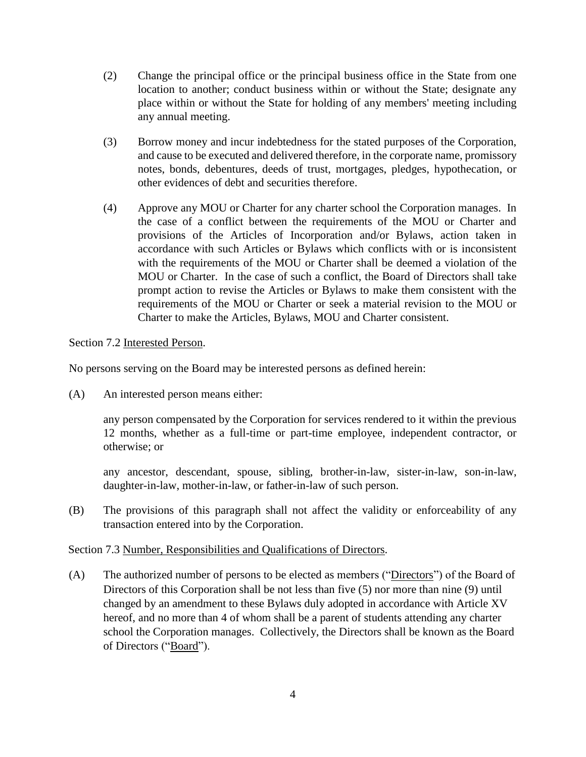(2) Change the principal office or the principal business office in the State from one location to another; conduct business within or without the State; designate any place within or without the State for holding of any members' meeting including any annual meeting.

(3) Borrow money and incur indebtedness for the stated purposes of the Corporation, and cause to be executed and delivered therefore, in the corporate name, promissory notes, bonds, debentures, deeds of trust, mortgages, pledges, hypothecation, or other evidences of debt and securities therefore.

(4) Approve any MOU or Charter for any charter school the Corporation manages. In the case of a conflict between the requirements of the MOU or Charter and provisions of the Articles of Incorporation and/or Bylaws, action taken in accordance with such Articles or Bylaws which conflicts with or is inconsistent with the requirements of the MOU or Charter shall be deemed a violation of the MOU or Charter. In the case of such a conflict, the Board of Directors shall take prompt action to revise the Articles or Bylaws to make them consistent with the requirements of the MOU or Charter or seek a material revision to the MOU or Charter to make the Articles, Bylaws, MOU and Charter consistent.

Section 7.2 Interested Person.

No persons serving on the Board may be interested persons as defined herein:

(A) An interested person means either:

any person compensated by the Corporation for services rendered to it within the previous 12 months, whether as a full-time or part-time employee, independent contractor, or otherwise; or

any ancestor, descendant, spouse, sibling, brother-in-law, sister-in-law, son-in-law, daughter-in-law, mother-in-law, or father-in-law of such person.

(B) The provisions of this paragraph shall not affect the validity or enforceability of any transaction entered into by the Corporation.

Section 7.3 Number, Responsibilities and Qualifications of Directors.

(A) The authorized number of persons to be elected as members ("Directors") of the Board of Directors of this Corporation shall be not less than five (5) nor more than nine (9) until changed by an amendment to these Bylaws duly adopted in accordance with Article XV hereof, and no more than 4 of whom shall be a parent of students attending any charter school the Corporation manages. Collectively, the Directors shall be known as the Board of Directors ("Board").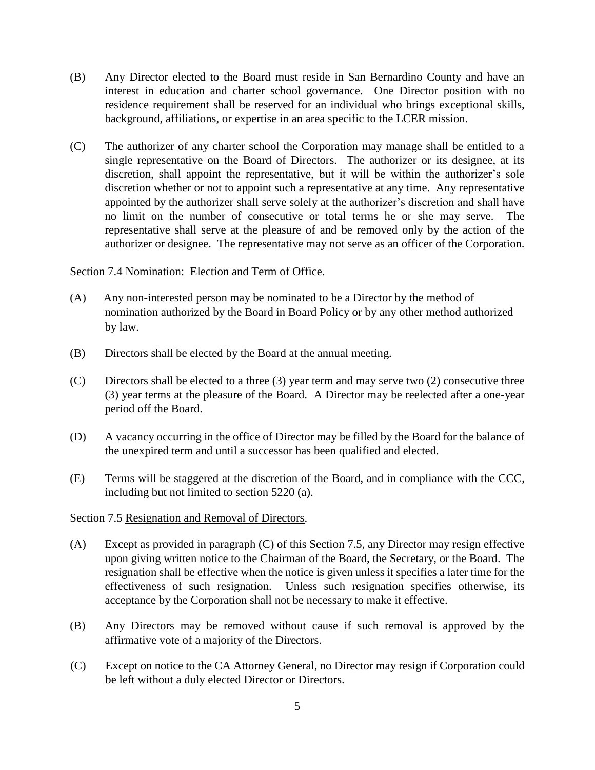(B) Any Director elected to the Board must reside in San Bernardino County and have an interest in education and charter school governance. One Director position with no residence requirement shall be reserved for an individual who brings exceptional skills, background, affiliations, or expertise in an area specific to the LCER mission.

(C) The authorizer of any charter school the Corporation may manage shall be entitled to a single representative on the Board of Directors. The authorizer or its designee, at its discretion, shall appoint the representative, but it will be within the authorizer's sole discretion whether or not to appoint such a representative at any time. Any representative appointed by the authorizer shall serve solely at the authorizer's discretion and shall have no limit on the number of consecutive or total terms he or she may serve. The representative shall serve at the pleasure of and be removed only by the action of the authorizer or designee. The representative may not serve as an officer of the Corporation.

Section 7.4 Nomination: Election and Term of Office.

(A) Any non-interested person may be nominated to be a Director by the method of nomination authorized by the Board in Board Policy or by any other method authorized by law.

(B) Directors shall be elected by the Board at the annual meeting.

(C) Directors shall be elected to a three (3) year term and may serve two (2) consecutive three (3) year terms at the pleasure of the Board. A Director may be reelected after a one-year period off the Board.

(D) A vacancy occurring in the office of Director may be filled by the Board for the balance of the unexpired term and until a successor has been qualified and elected.

(E) Terms will be staggered at the discretion of the Board, and in compliance with the CCC, including but not limited to section 5220 (a).

Section 7.5 Resignation and Removal of Directors.

(A) Except as provided in paragraph (C) of this Section 7.5, any Director may resign effective upon giving written notice to the Chairman of the Board, the Secretary, or the Board. The resignation shall be effective when the notice is given unless it specifies a later time for the effectiveness of such resignation. Unless such resignation specifies otherwise, its acceptance by the Corporation shall not be necessary to make it effective.

(B) Any Directors may be removed without cause if such removal is approved by the affirmative vote of a majority of the Directors.

(C) Except on notice to the CA Attorney General, no Director may resign if Corporation could be left without a duly elected Director or Directors.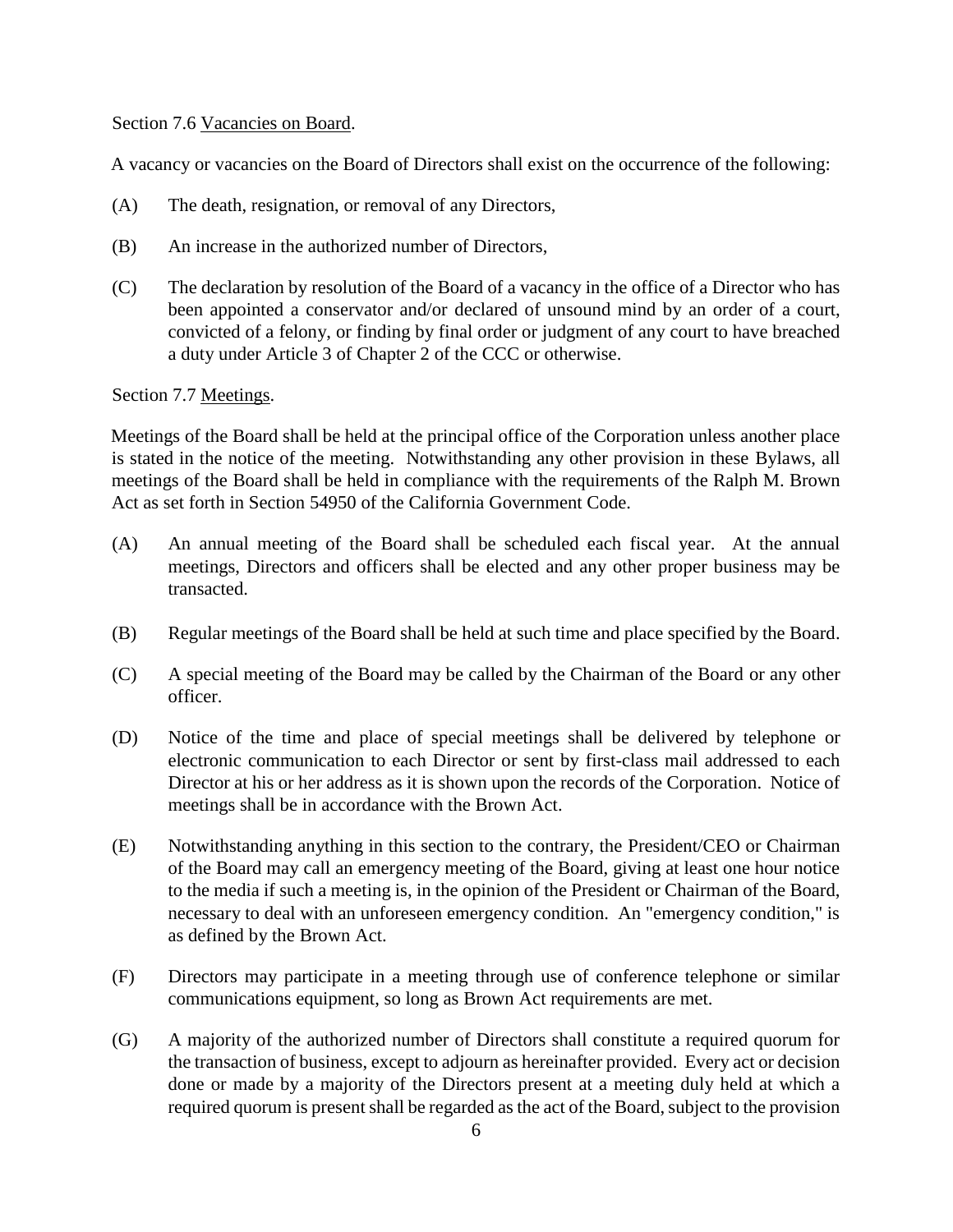Section 7.6 Vacancies on Board.

A vacancy or vacancies on the Board of Directors shall exist on the occurrence of the following:

(A) The death, resignation, or removal of any Directors,

(B) An increase in the authorized number of Directors,

(C) The declaration by resolution of the Board of a vacancy in the office of a Director who has been appointed a conservator and/or declared of unsound mind by an order of a court, convicted of a felony, or finding by final order or judgment of any court to have breached a duty under Article 3 of Chapter 2 of the CCC or otherwise.

Section 7.7 Meetings.

Meetings of the Board shall be held at the principal office of the Corporation unless another place is stated in the notice of the meeting. Notwithstanding any other provision in these Bylaws, all meetings of the Board shall be held in compliance with the requirements of the Ralph M. Brown Act as set forth in Section 54950 of the California Government Code.

(A) An annual meeting of the Board shall be scheduled each fiscal year. At the annual meetings, Directors and officers shall be elected and any other proper business may be transacted.

(B) Regular meetings of the Board shall be held at such time and place specified by the Board.

(C) A special meeting of the Board may be called by the Chairman of the Board or any other officer.

(D) Notice of the time and place of special meetings shall be delivered by telephone or electronic communication to each Director or sent by first-class mail addressed to each Director at his or her address as it is shown upon the records of the Corporation. Notice of meetings shall be in accordance with the Brown Act.

(E) Notwithstanding anything in this section to the contrary, the President/CEO or Chairman of the Board may call an emergency meeting of the Board, giving at least one hour notice to the media if such a meeting is, in the opinion of the President or Chairman of the Board, necessary to deal with an unforeseen emergency condition. An "emergency condition," is as defined by the Brown Act.

(F) Directors may participate in a meeting through use of conference telephone or similar communications equipment, so long as Brown Act requirements are met.

(G) A majority of the authorized number of Directors shall constitute a required quorum for the transaction of business, except to adjourn as hereinafter provided. Every act or decision done or made by a majority of the Directors present at a meeting duly held at which a required quorum is present shall be regarded as the act of the Board, subject to the provision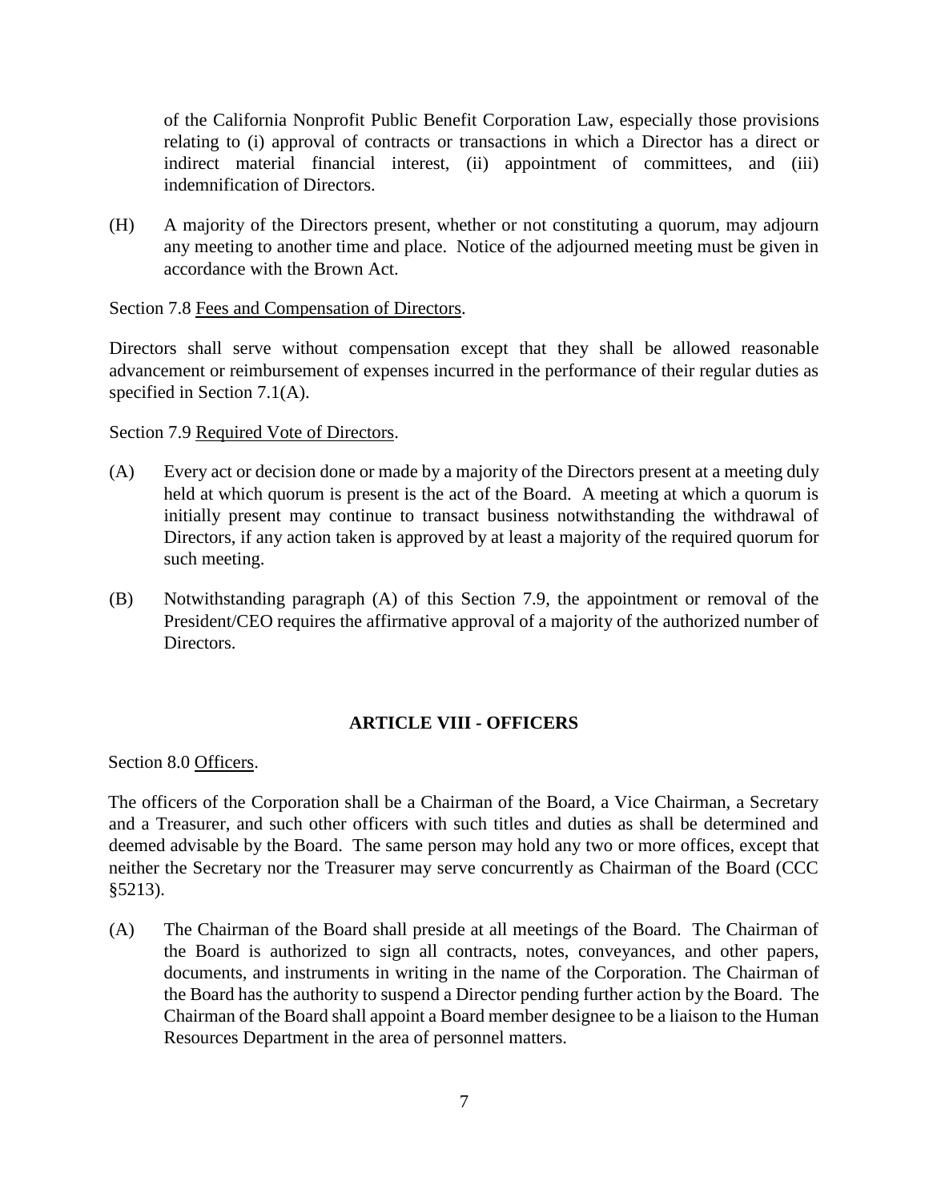of the California Nonprofit Public Benefit Corporation Law, especially those provisions relating to (i) approval of contracts or transactions in which a Director has a direct or indirect material financial interest, (ii) appointment of committees, and (iii) indemnification of Directors.

(H) A majority of the Directors present, whether or not constituting a quorum, may adjourn any meeting to another time and place. Notice of the adjourned meeting must be given in accordance with the Brown Act.

Section 7.8 <u>Fees and Compensation of Directors</u>.

Directors shall serve without compensation except that they shall be allowed reasonable advancement or reimbursement of expenses incurred in the performance of their regular duties as specified in Section 7.1(A).

Section 7.9 <u>Required Vote of Directors</u>.

(A) Every act or decision done or made by a majority of the Directors present at a meeting duly held at which quorum is present is the act of the Board. A meeting at which a quorum is initially present may continue to transact business notwithstanding the withdrawal of Directors, if any action taken is approved by at least a majority of the required quorum for such meeting.

(B) Notwithstanding paragraph (A) of this Section 7.9, the appointment or removal of the President/CEO requires the affirmative approval of a majority of the authorized number of Directors.

## ARTICLE VIII - OFFICERS

Section 8.0 <u>Officers</u>.

The officers of the Corporation shall be a Chairman of the Board, a Vice Chairman, a Secretary and a Treasurer, and such other officers with such titles and duties as shall be determined and deemed advisable by the Board. The same person may hold any two or more offices, except that neither the Secretary nor the Treasurer may serve concurrently as Chairman of the Board (CCC §5213).

(A) The Chairman of the Board shall preside at all meetings of the Board. The Chairman of the Board is authorized to sign all contracts, notes, conveyances, and other papers, documents, and instruments in writing in the name of the Corporation. The Chairman of the Board has the authority to suspend a Director pending further action by the Board. The Chairman of the Board shall appoint a Board member designee to be a liaison to the Human Resources Department in the area of personnel matters.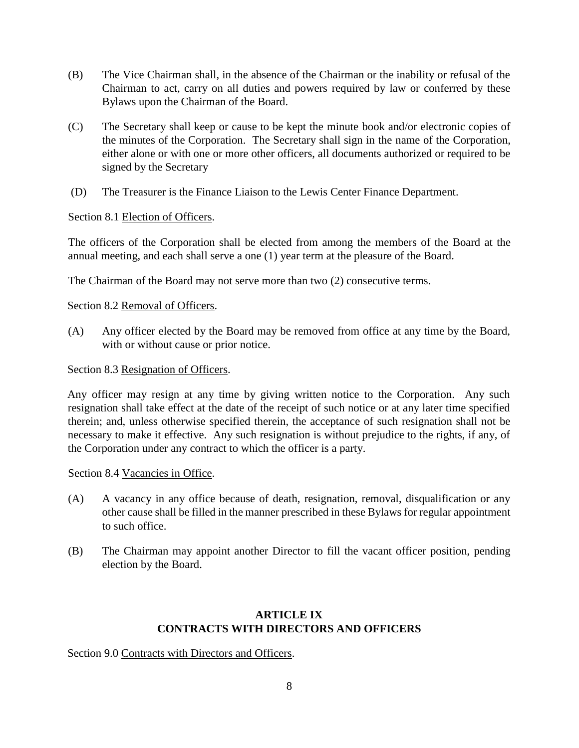(B) The Vice Chairman shall, in the absence of the Chairman or the inability or refusal of the Chairman to act, carry on all duties and powers required by law or conferred by these Bylaws upon the Chairman of the Board.

(C) The Secretary shall keep or cause to be kept the minute book and/or electronic copies of the minutes of the Corporation. The Secretary shall sign in the name of the Corporation, either alone or with one or more other officers, all documents authorized or required to be signed by the Secretary

(D) The Treasurer is the Finance Liaison to the Lewis Center Finance Department.

Section 8.1 <u>Election of Officers</u>.

The officers of the Corporation shall be elected from among the members of the Board at the annual meeting, and each shall serve a one (1) year term at the pleasure of the Board.

The Chairman of the Board may not serve more than two (2) consecutive terms.

Section 8.2 <u>Removal of Officers</u>.

(A) Any officer elected by the Board may be removed from office at any time by the Board, with or without cause or prior notice.

Section 8.3 <u>Resignation of Officers</u>.

Any officer may resign at any time by giving written notice to the Corporation. Any such resignation shall take effect at the date of the receipt of such notice or at any later time specified therein; and, unless otherwise specified therein, the acceptance of such resignation shall not be necessary to make it effective. Any such resignation is without prejudice to the rights, if any, of the Corporation under any contract to which the officer is a party.

Section 8.4 <u>Vacancies in Office</u>.

(A) A vacancy in any office because of death, resignation, removal, disqualification or any other cause shall be filled in the manner prescribed in these Bylaws for regular appointment to such office.

(B) The Chairman may appoint another Director to fill the vacant officer position, pending election by the Board.

## ARTICLE IX
## CONTRACTS WITH DIRECTORS AND OFFICERS

Section 9.0 <u>Contracts with Directors and Officers</u>.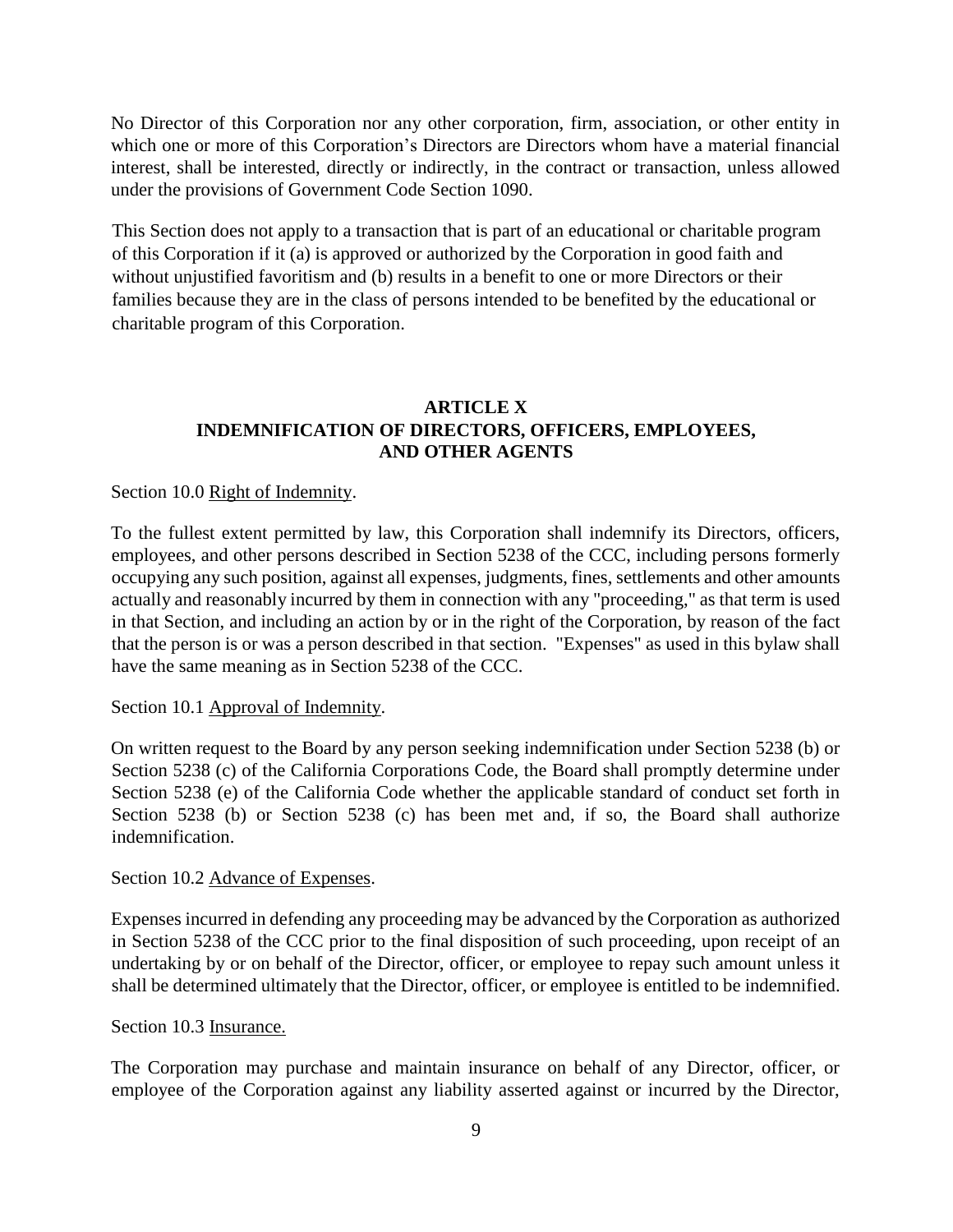No Director of this Corporation nor any other corporation, firm, association, or other entity in which one or more of this Corporation's Directors are Directors whom have a material financial interest, shall be interested, directly or indirectly, in the contract or transaction, unless allowed under the provisions of Government Code Section 1090.

This Section does not apply to a transaction that is part of an educational or charitable program of this Corporation if it (a) is approved or authorized by the Corporation in good faith and without unjustified favoritism and (b) results in a benefit to one or more Directors or their families because they are in the class of persons intended to be benefited by the educational or charitable program of this Corporation.

## ARTICLE X
## INDEMNIFICATION OF DIRECTORS, OFFICERS, EMPLOYEES, AND OTHER AGENTS

Section 10.0 Right of Indemnity.

To the fullest extent permitted by law, this Corporation shall indemnify its Directors, officers, employees, and other persons described in Section 5238 of the CCC, including persons formerly occupying any such position, against all expenses, judgments, fines, settlements and other amounts actually and reasonably incurred by them in connection with any "proceeding," as that term is used in that Section, and including an action by or in the right of the Corporation, by reason of the fact that the person is or was a person described in that section. "Expenses" as used in this bylaw shall have the same meaning as in Section 5238 of the CCC.

Section 10.1 Approval of Indemnity.

On written request to the Board by any person seeking indemnification under Section 5238 (b) or Section 5238 (c) of the California Corporations Code, the Board shall promptly determine under Section 5238 (e) of the California Code whether the applicable standard of conduct set forth in Section 5238 (b) or Section 5238 (c) has been met and, if so, the Board shall authorize indemnification.

Section 10.2 Advance of Expenses.

Expenses incurred in defending any proceeding may be advanced by the Corporation as authorized in Section 5238 of the CCC prior to the final disposition of such proceeding, upon receipt of an undertaking by or on behalf of the Director, officer, or employee to repay such amount unless it shall be determined ultimately that the Director, officer, or employee is entitled to be indemnified.

Section 10.3 Insurance.

The Corporation may purchase and maintain insurance on behalf of any Director, officer, or employee of the Corporation against any liability asserted against or incurred by the Director,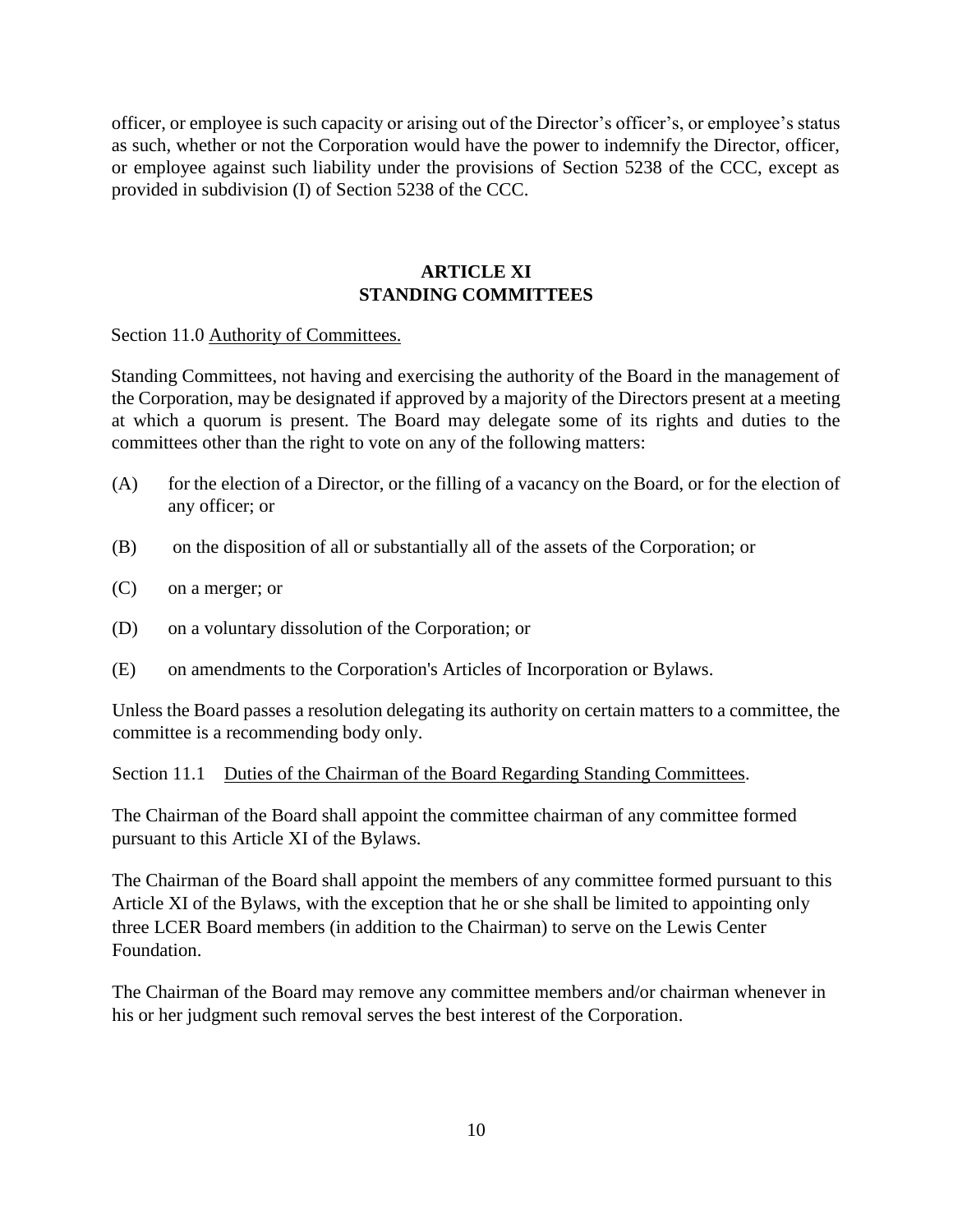officer, or employee is such capacity or arising out of the Director's officer's, or employee's status as such, whether or not the Corporation would have the power to indemnify the Director, officer, or employee against such liability under the provisions of Section 5238 of the CCC, except as provided in subdivision (I) of Section 5238 of the CCC.

## ARTICLE XI
## STANDING COMMITTEES

Section 11.0 Authority of Committees.

Standing Committees, not having and exercising the authority of the Board in the management of the Corporation, may be designated if approved by a majority of the Directors present at a meeting at which a quorum is present. The Board may delegate some of its rights and duties to the committees other than the right to vote on any of the following matters:

(A) for the election of a Director, or the filling of a vacancy on the Board, or for the election of any officer; or

(B) on the disposition of all or substantially all of the assets of the Corporation; or

(C) on a merger; or

(D) on a voluntary dissolution of the Corporation; or

(E) on amendments to the Corporation's Articles of Incorporation or Bylaws.

Unless the Board passes a resolution delegating its authority on certain matters to a committee, the committee is a recommending body only.

Section 11.1 Duties of the Chairman of the Board Regarding Standing Committees.

The Chairman of the Board shall appoint the committee chairman of any committee formed pursuant to this Article XI of the Bylaws.

The Chairman of the Board shall appoint the members of any committee formed pursuant to this Article XI of the Bylaws, with the exception that he or she shall be limited to appointing only three LCER Board members (in addition to the Chairman) to serve on the Lewis Center Foundation.

The Chairman of the Board may remove any committee members and/or chairman whenever in his or her judgment such removal serves the best interest of the Corporation.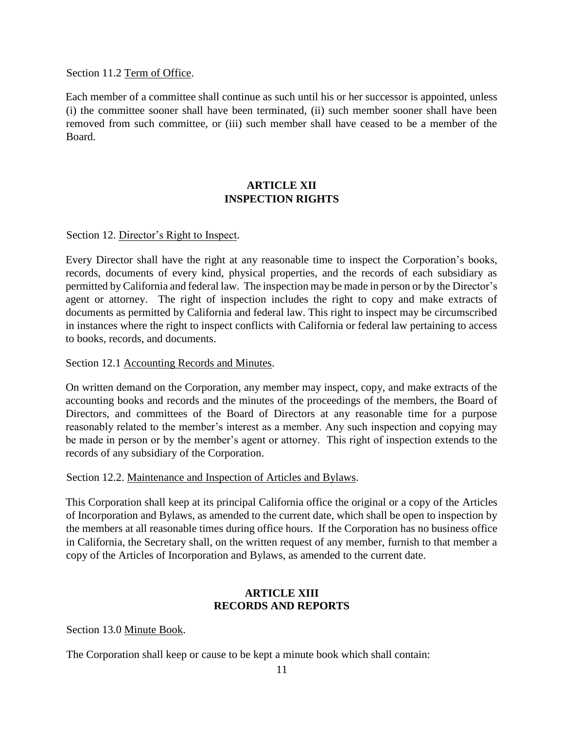Section 11.2 Term of Office.

Each member of a committee shall continue as such until his or her successor is appointed, unless (i) the committee sooner shall have been terminated, (ii) such member sooner shall have been removed from such committee, or (iii) such member shall have ceased to be a member of the Board.

## ARTICLE XII
## INSPECTION RIGHTS

Section 12. Director's Right to Inspect.

Every Director shall have the right at any reasonable time to inspect the Corporation's books, records, documents of every kind, physical properties, and the records of each subsidiary as permitted by California and federal law. The inspection may be made in person or by the Director's agent or attorney. The right of inspection includes the right to copy and make extracts of documents as permitted by California and federal law. This right to inspect may be circumscribed in instances where the right to inspect conflicts with California or federal law pertaining to access to books, records, and documents.

Section 12.1 Accounting Records and Minutes.

On written demand on the Corporation, any member may inspect, copy, and make extracts of the accounting books and records and the minutes of the proceedings of the members, the Board of Directors, and committees of the Board of Directors at any reasonable time for a purpose reasonably related to the member's interest as a member. Any such inspection and copying may be made in person or by the member's agent or attorney. This right of inspection extends to the records of any subsidiary of the Corporation.

Section 12.2. Maintenance and Inspection of Articles and Bylaws.

This Corporation shall keep at its principal California office the original or a copy of the Articles of Incorporation and Bylaws, as amended to the current date, which shall be open to inspection by the members at all reasonable times during office hours. If the Corporation has no business office in California, the Secretary shall, on the written request of any member, furnish to that member a copy of the Articles of Incorporation and Bylaws, as amended to the current date.

## ARTICLE XIII
## RECORDS AND REPORTS

Section 13.0 Minute Book.

The Corporation shall keep or cause to be kept a minute book which shall contain: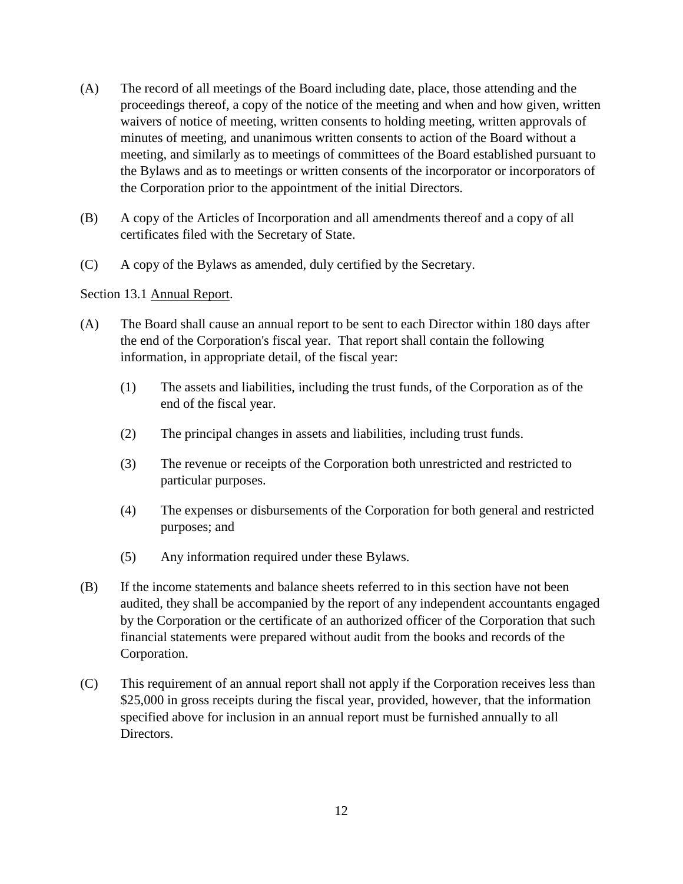(A) The record of all meetings of the Board including date, place, those attending and the proceedings thereof, a copy of the notice of the meeting and when and how given, written waivers of notice of meeting, written consents to holding meeting, written approvals of minutes of meeting, and unanimous written consents to action of the Board without a meeting, and similarly as to meetings of committees of the Board established pursuant to the Bylaws and as to meetings or written consents of the incorporator or incorporators of the Corporation prior to the appointment of the initial Directors.

(B) A copy of the Articles of Incorporation and all amendments thereof and a copy of all certificates filed with the Secretary of State.

(C) A copy of the Bylaws as amended, duly certified by the Secretary.

Section 13.1 <u>Annual Report</u>.

(A) The Board shall cause an annual report to be sent to each Director within 180 days after the end of the Corporation's fiscal year. That report shall contain the following information, in appropriate detail, of the fiscal year:

  (1) The assets and liabilities, including the trust funds, of the Corporation as of the end of the fiscal year.

  (2) The principal changes in assets and liabilities, including trust funds.

  (3) The revenue or receipts of the Corporation both unrestricted and restricted to particular purposes.

  (4) The expenses or disbursements of the Corporation for both general and restricted purposes; and

  (5) Any information required under these Bylaws.

(B) If the income statements and balance sheets referred to in this section have not been audited, they shall be accompanied by the report of any independent accountants engaged by the Corporation or the certificate of an authorized officer of the Corporation that such financial statements were prepared without audit from the books and records of the Corporation.

(C) This requirement of an annual report shall not apply if the Corporation receives less than $25,000 in gross receipts during the fiscal year, provided, however, that the information specified above for inclusion in an annual report must be furnished annually to all Directors.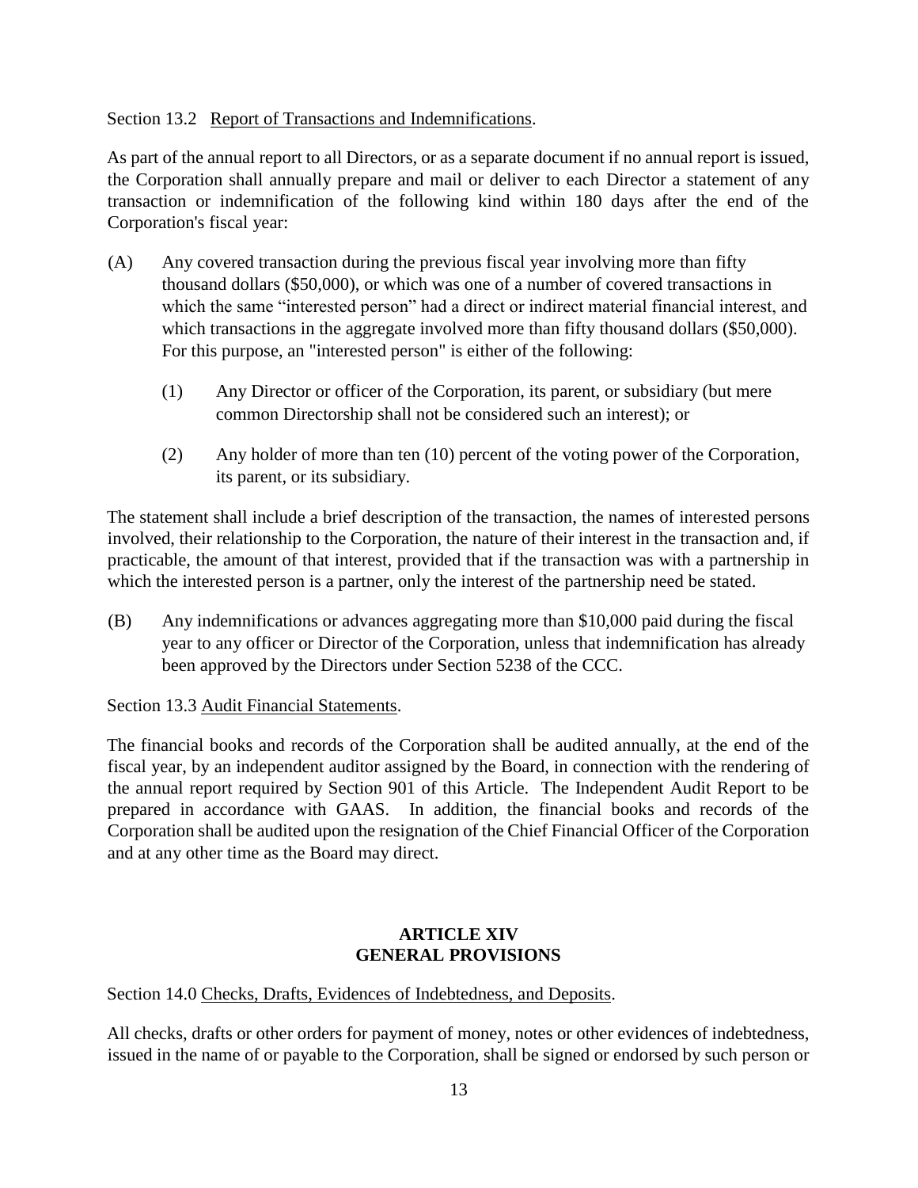Section 13.2 Report of Transactions and Indemnifications.

As part of the annual report to all Directors, or as a separate document if no annual report is issued, the Corporation shall annually prepare and mail or deliver to each Director a statement of any transaction or indemnification of the following kind within 180 days after the end of the Corporation's fiscal year:

(A) Any covered transaction during the previous fiscal year involving more than fifty thousand dollars ($50,000), or which was one of a number of covered transactions in which the same "interested person" had a direct or indirect material financial interest, and which transactions in the aggregate involved more than fifty thousand dollars ($50,000). For this purpose, an "interested person" is either of the following:

   (1) Any Director or officer of the Corporation, its parent, or subsidiary (but mere common Directorship shall not be considered such an interest); or

   (2) Any holder of more than ten (10) percent of the voting power of the Corporation, its parent, or its subsidiary.

The statement shall include a brief description of the transaction, the names of interested persons involved, their relationship to the Corporation, the nature of their interest in the transaction and, if practicable, the amount of that interest, provided that if the transaction was with a partnership in which the interested person is a partner, only the interest of the partnership need be stated.

(B) Any indemnifications or advances aggregating more than $10,000 paid during the fiscal year to any officer or Director of the Corporation, unless that indemnification has already been approved by the Directors under Section 5238 of the CCC.

Section 13.3 Audit Financial Statements.

The financial books and records of the Corporation shall be audited annually, at the end of the fiscal year, by an independent auditor assigned by the Board, in connection with the rendering of the annual report required by Section 901 of this Article. The Independent Audit Report to be prepared in accordance with GAAS. In addition, the financial books and records of the Corporation shall be audited upon the resignation of the Chief Financial Officer of the Corporation and at any other time as the Board may direct.

## ARTICLE XIV
## GENERAL PROVISIONS

Section 14.0 Checks, Drafts, Evidences of Indebtedness, and Deposits.

All checks, drafts or other orders for payment of money, notes or other evidences of indebtedness, issued in the name of or payable to the Corporation, shall be signed or endorsed by such person or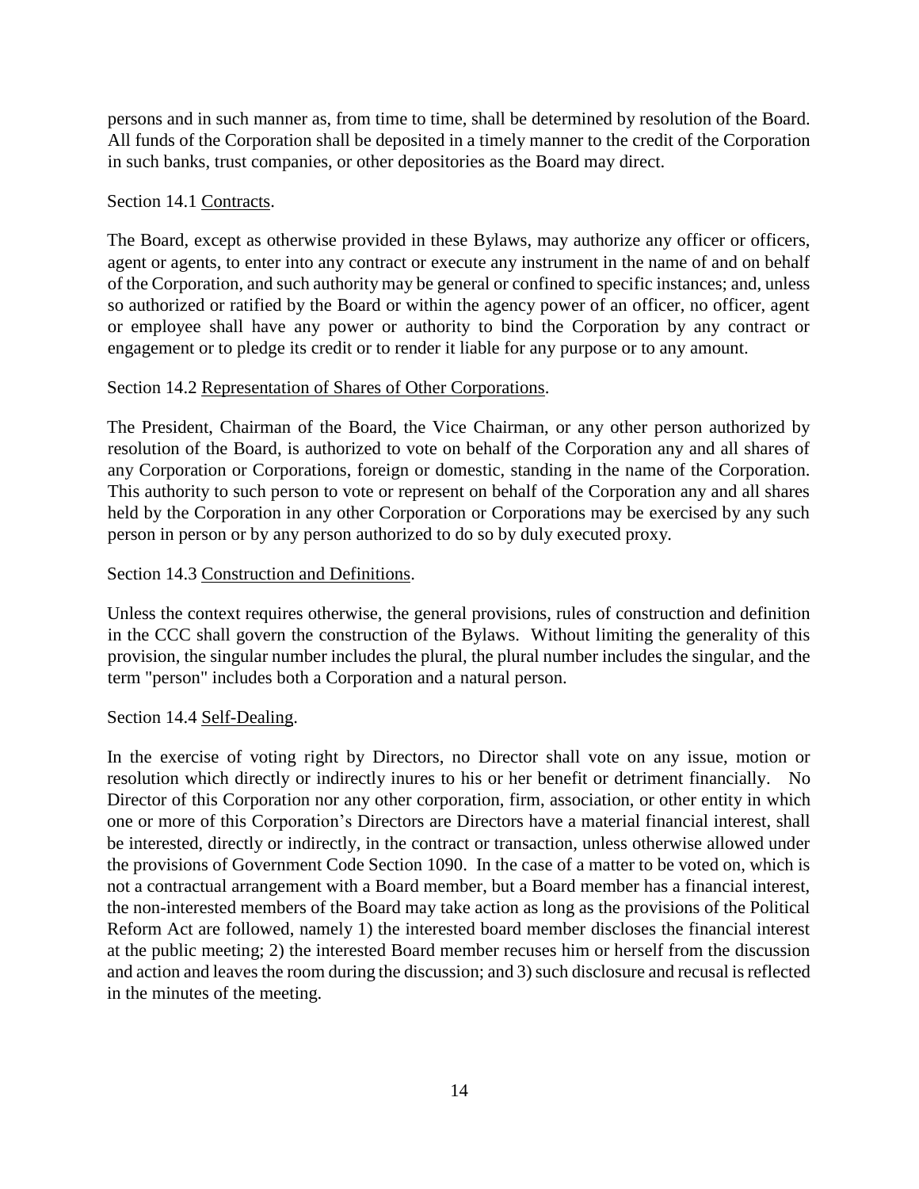persons and in such manner as, from time to time, shall be determined by resolution of the Board. All funds of the Corporation shall be deposited in a timely manner to the credit of the Corporation in such banks, trust companies, or other depositories as the Board may direct.

Section 14.1 Contracts.

The Board, except as otherwise provided in these Bylaws, may authorize any officer or officers, agent or agents, to enter into any contract or execute any instrument in the name of and on behalf of the Corporation, and such authority may be general or confined to specific instances; and, unless so authorized or ratified by the Board or within the agency power of an officer, no officer, agent or employee shall have any power or authority to bind the Corporation by any contract or engagement or to pledge its credit or to render it liable for any purpose or to any amount.

Section 14.2 Representation of Shares of Other Corporations.

The President, Chairman of the Board, the Vice Chairman, or any other person authorized by resolution of the Board, is authorized to vote on behalf of the Corporation any and all shares of any Corporation or Corporations, foreign or domestic, standing in the name of the Corporation. This authority to such person to vote or represent on behalf of the Corporation any and all shares held by the Corporation in any other Corporation or Corporations may be exercised by any such person in person or by any person authorized to do so by duly executed proxy.

Section 14.3 Construction and Definitions.

Unless the context requires otherwise, the general provisions, rules of construction and definition in the CCC shall govern the construction of the Bylaws. Without limiting the generality of this provision, the singular number includes the plural, the plural number includes the singular, and the term "person" includes both a Corporation and a natural person.

Section 14.4 Self-Dealing.

In the exercise of voting right by Directors, no Director shall vote on any issue, motion or resolution which directly or indirectly inures to his or her benefit or detriment financially. No Director of this Corporation nor any other corporation, firm, association, or other entity in which one or more of this Corporation's Directors are Directors have a material financial interest, shall be interested, directly or indirectly, in the contract or transaction, unless otherwise allowed under the provisions of Government Code Section 1090. In the case of a matter to be voted on, which is not a contractual arrangement with a Board member, but a Board member has a financial interest, the non-interested members of the Board may take action as long as the provisions of the Political Reform Act are followed, namely 1) the interested board member discloses the financial interest at the public meeting; 2) the interested Board member recuses him or herself from the discussion and action and leaves the room during the discussion; and 3) such disclosure and recusal is reflected in the minutes of the meeting.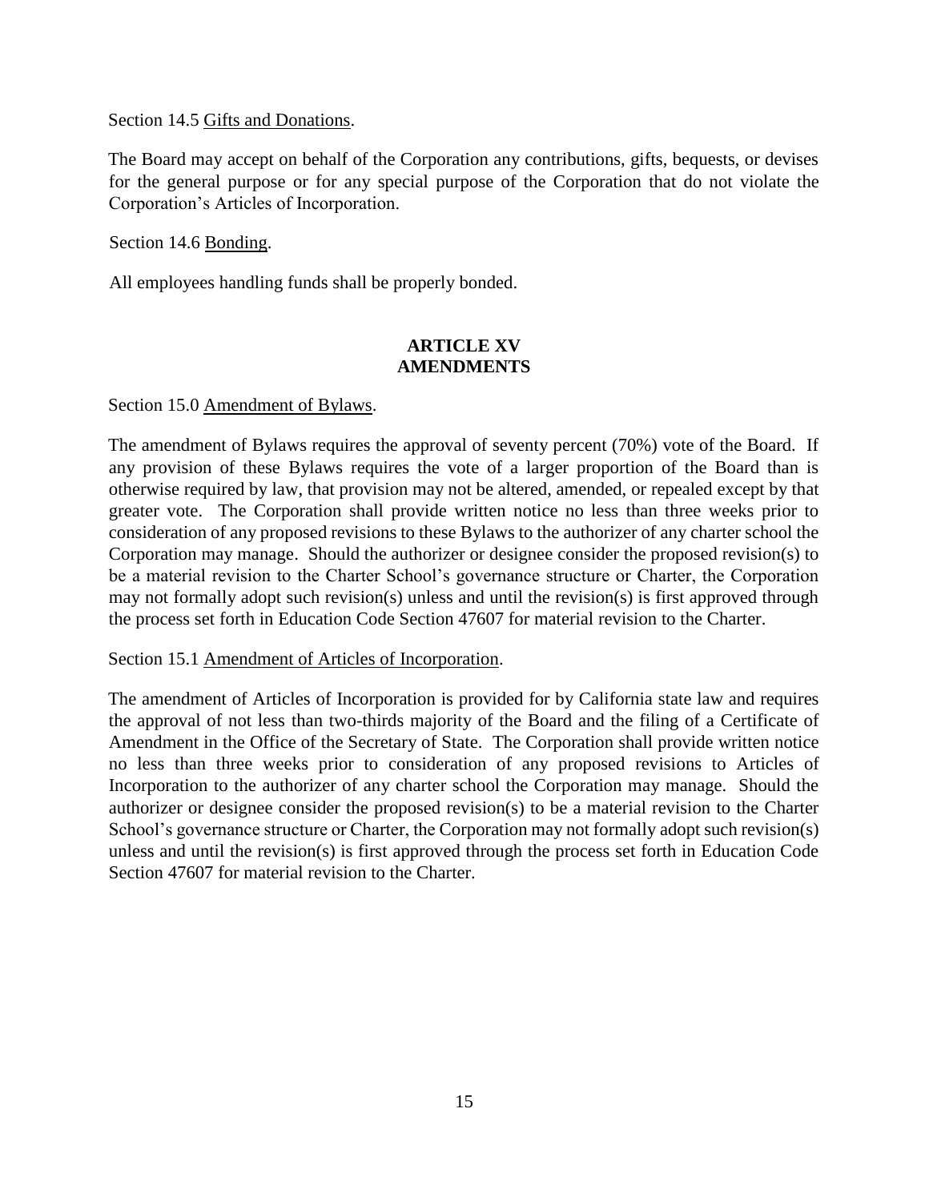Section 14.5 Gifts and Donations.

The Board may accept on behalf of the Corporation any contributions, gifts, bequests, or devises for the general purpose or for any special purpose of the Corporation that do not violate the Corporation's Articles of Incorporation.

Section 14.6 Bonding.

All employees handling funds shall be properly bonded.

## ARTICLE XV
## AMENDMENTS

Section 15.0 Amendment of Bylaws.

The amendment of Bylaws requires the approval of seventy percent (70%) vote of the Board. If any provision of these Bylaws requires the vote of a larger proportion of the Board than is otherwise required by law, that provision may not be altered, amended, or repealed except by that greater vote. The Corporation shall provide written notice no less than three weeks prior to consideration of any proposed revisions to these Bylaws to the authorizer of any charter school the Corporation may manage. Should the authorizer or designee consider the proposed revision(s) to be a material revision to the Charter School's governance structure or Charter, the Corporation may not formally adopt such revision(s) unless and until the revision(s) is first approved through the process set forth in Education Code Section 47607 for material revision to the Charter.

Section 15.1 Amendment of Articles of Incorporation.

The amendment of Articles of Incorporation is provided for by California state law and requires the approval of not less than two-thirds majority of the Board and the filing of a Certificate of Amendment in the Office of the Secretary of State. The Corporation shall provide written notice no less than three weeks prior to consideration of any proposed revisions to Articles of Incorporation to the authorizer of any charter school the Corporation may manage. Should the authorizer or designee consider the proposed revision(s) to be a material revision to the Charter School's governance structure or Charter, the Corporation may not formally adopt such revision(s) unless and until the revision(s) is first approved through the process set forth in Education Code Section 47607 for material revision to the Charter.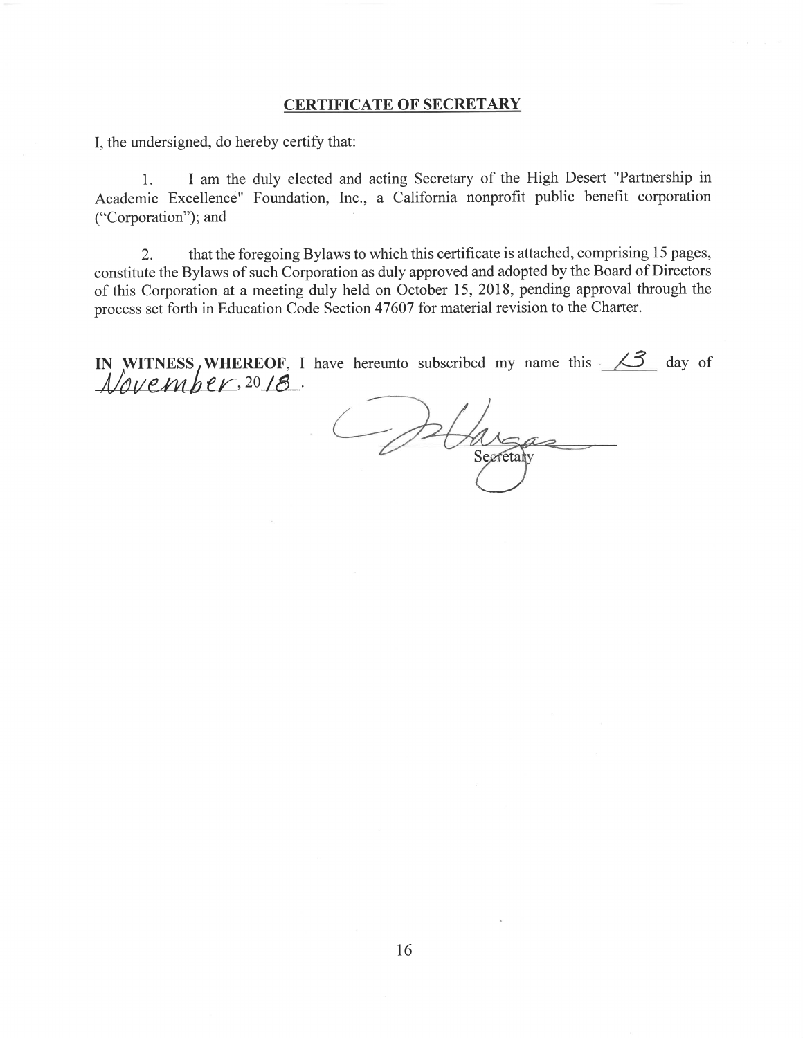## CERTIFICATE OF SECRETARY

I, the undersigned, do hereby certify that:

1. I am the duly elected and acting Secretary of the High Desert "Partnership in Academic Excellence" Foundation, Inc., a California nonprofit public benefit corporation ("Corporation"); and

2. that the foregoing Bylaws to which this certificate is attached, comprising 15 pages, constitute the Bylaws of such Corporation as duly approved and adopted by the Board of Directors of this Corporation at a meeting duly held on October 15, 2018, pending approval through the process set forth in Education Code Section 47607 for material revision to the Charter.

**IN WITNESS WHEREOF**, I have hereunto subscribed my name this 13 day of November, 2018.

Secretary